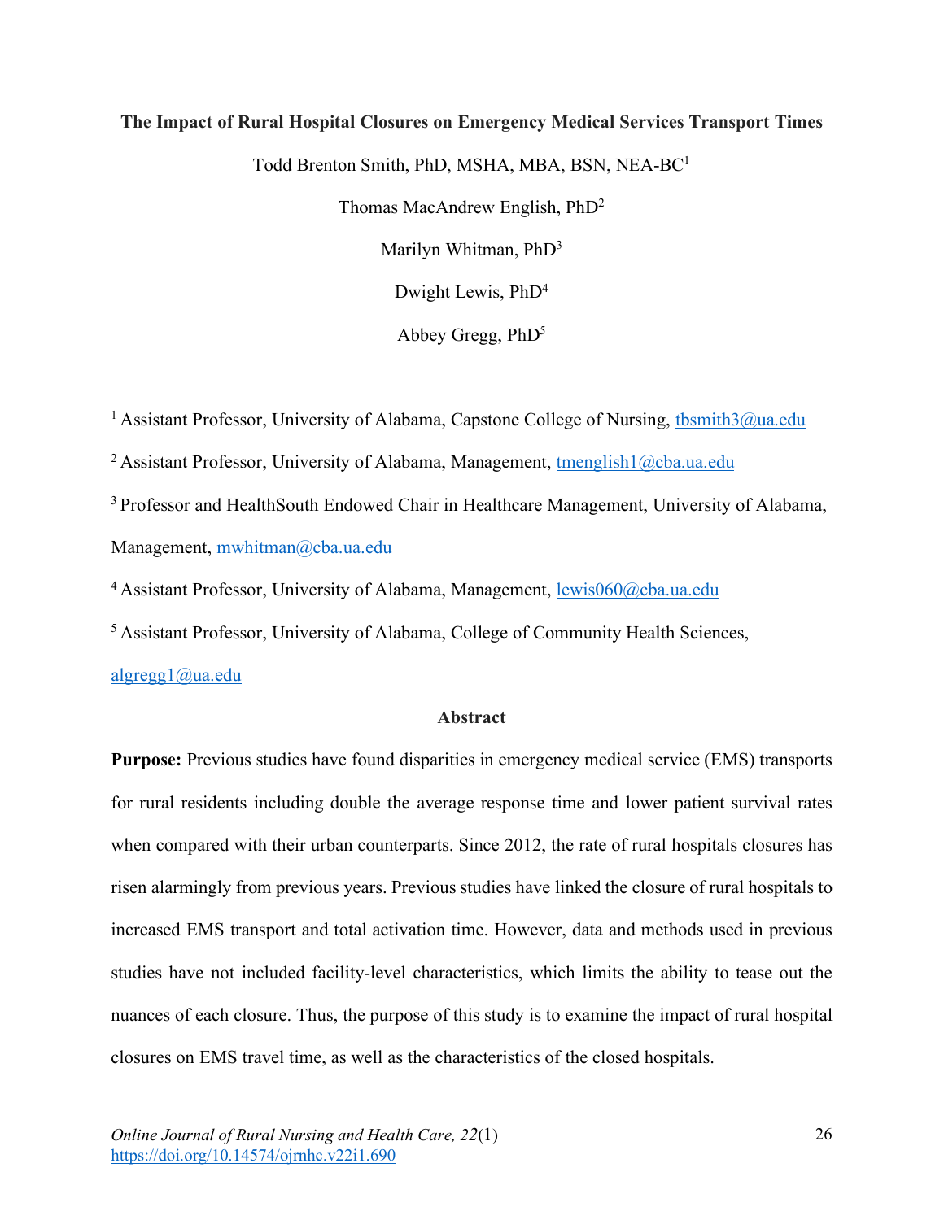# The Impact of Rural Hospital Closures on Emergency Medical Services Transport Times

Todd Brenton Smith, PhD, MSHA, MBA, BSN, NEA-BC[1]

Thomas MacAndrew English, PhD[2]

Marilyn Whitman, PhD[3]

Dwight Lewis, PhD[4]

Abbey Gregg, PhD[5]

[1] Assistant Professor, University of Alabama, Capstone College of Nursing, tbsmith3@ua.edu

[2] Assistant Professor, University of Alabama, Management, tmenglish1@cba.ua.edu

[3] Professor and HealthSouth Endowed Chair in Healthcare Management, University of Alabama, Management, mwhitman@cba.ua.edu

[4] Assistant Professor, University of Alabama, Management, lewis060@cba.ua.edu

[5] Assistant Professor, University of Alabama, College of Community Health Sciences, algregg1@ua.edu

## Abstract

**Purpose:** Previous studies have found disparities in emergency medical service (EMS) transports for rural residents including double the average response time and lower patient survival rates when compared with their urban counterparts. Since 2012, the rate of rural hospitals closures has risen alarmingly from previous years. Previous studies have linked the closure of rural hospitals to increased EMS transport and total activation time. However, data and methods used in previous studies have not included facility-level characteristics, which limits the ability to tease out the nuances of each closure. Thus, the purpose of this study is to examine the impact of rural hospital closures on EMS travel time, as well as the characteristics of the closed hospitals.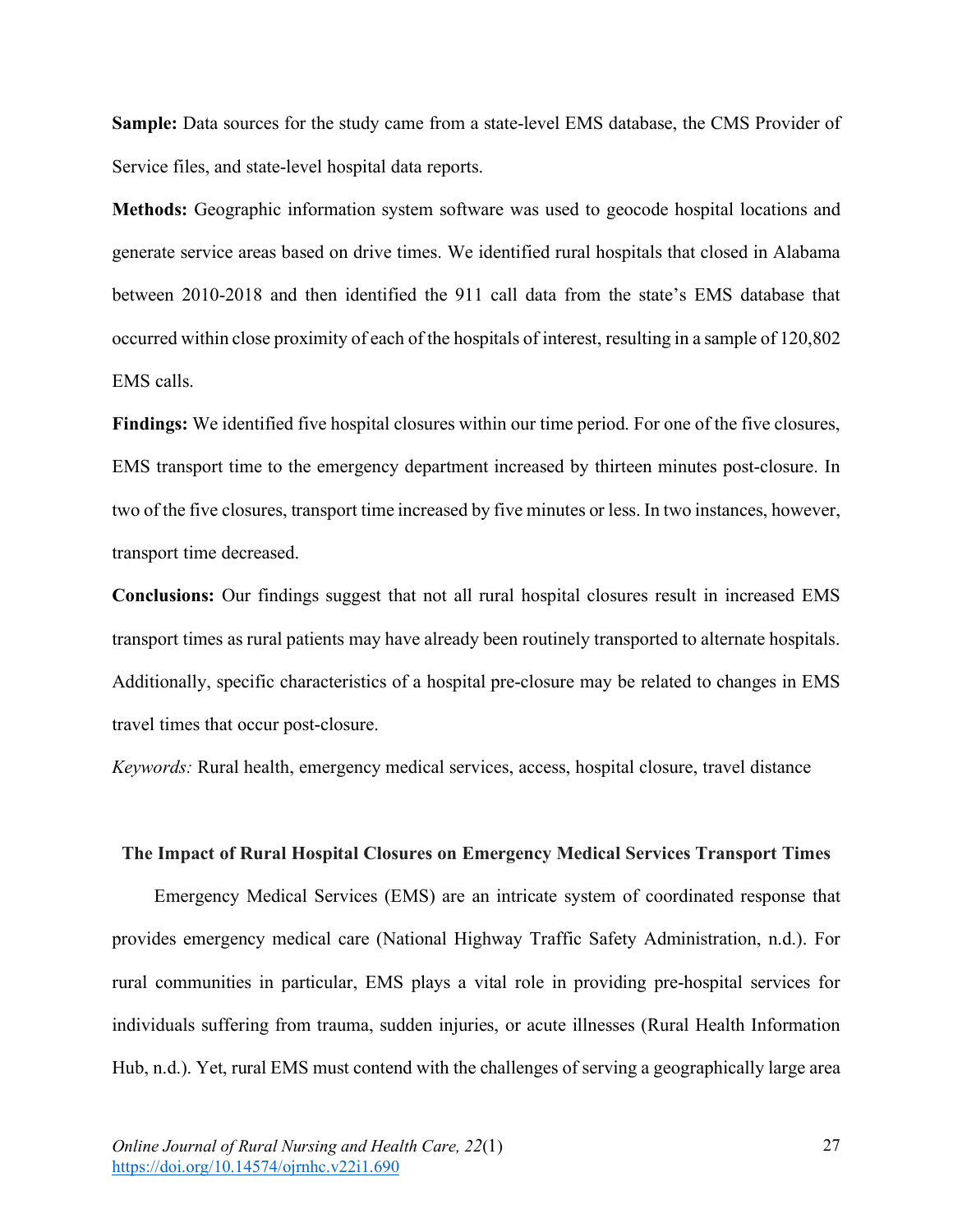**Sample:** Data sources for the study came from a state-level EMS database, the CMS Provider of Service files, and state-level hospital data reports.

**Methods:** Geographic information system software was used to geocode hospital locations and generate service areas based on drive times. We identified rural hospitals that closed in Alabama between 2010-2018 and then identified the 911 call data from the state's EMS database that occurred within close proximity of each of the hospitals of interest, resulting in a sample of 120,802 EMS calls.

**Findings:** We identified five hospital closures within our time period. For one of the five closures, EMS transport time to the emergency department increased by thirteen minutes post-closure. In two of the five closures, transport time increased by five minutes or less. In two instances, however, transport time decreased.

**Conclusions:** Our findings suggest that not all rural hospital closures result in increased EMS transport times as rural patients may have already been routinely transported to alternate hospitals. Additionally, specific characteristics of a hospital pre-closure may be related to changes in EMS travel times that occur post-closure.

*Keywords:* Rural health, emergency medical services, access, hospital closure, travel distance

## The Impact of Rural Hospital Closures on Emergency Medical Services Transport Times

Emergency Medical Services (EMS) are an intricate system of coordinated response that provides emergency medical care (National Highway Traffic Safety Administration, n.d.). For rural communities in particular, EMS plays a vital role in providing pre-hospital services for individuals suffering from trauma, sudden injuries, or acute illnesses (Rural Health Information Hub, n.d.). Yet, rural EMS must contend with the challenges of serving a geographically large area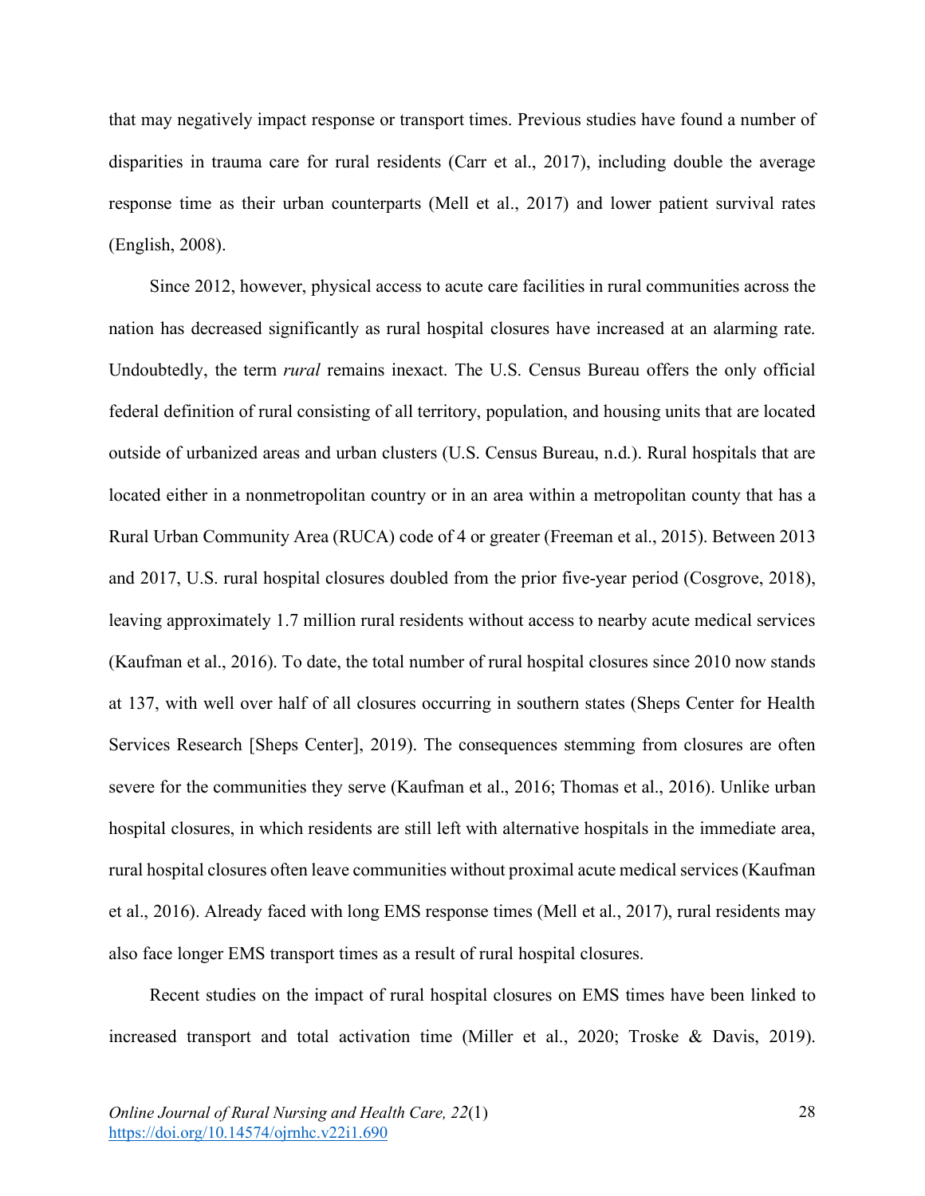that may negatively impact response or transport times. Previous studies have found a number of disparities in trauma care for rural residents (Carr et al., 2017), including double the average response time as their urban counterparts (Mell et al., 2017) and lower patient survival rates (English, 2008).

Since 2012, however, physical access to acute care facilities in rural communities across the nation has decreased significantly as rural hospital closures have increased at an alarming rate. Undoubtedly, the term *rural* remains inexact. The U.S. Census Bureau offers the only official federal definition of rural consisting of all territory, population, and housing units that are located outside of urbanized areas and urban clusters (U.S. Census Bureau, n.d.). Rural hospitals that are located either in a nonmetropolitan country or in an area within a metropolitan county that has a Rural Urban Community Area (RUCA) code of 4 or greater (Freeman et al., 2015). Between 2013 and 2017, U.S. rural hospital closures doubled from the prior five-year period (Cosgrove, 2018), leaving approximately 1.7 million rural residents without access to nearby acute medical services (Kaufman et al., 2016). To date, the total number of rural hospital closures since 2010 now stands at 137, with well over half of all closures occurring in southern states (Sheps Center for Health Services Research [Sheps Center], 2019). The consequences stemming from closures are often severe for the communities they serve (Kaufman et al., 2016; Thomas et al., 2016). Unlike urban hospital closures, in which residents are still left with alternative hospitals in the immediate area, rural hospital closures often leave communities without proximal acute medical services (Kaufman et al., 2016). Already faced with long EMS response times (Mell et al., 2017), rural residents may also face longer EMS transport times as a result of rural hospital closures.

Recent studies on the impact of rural hospital closures on EMS times have been linked to increased transport and total activation time (Miller et al., 2020; Troske & Davis, 2019).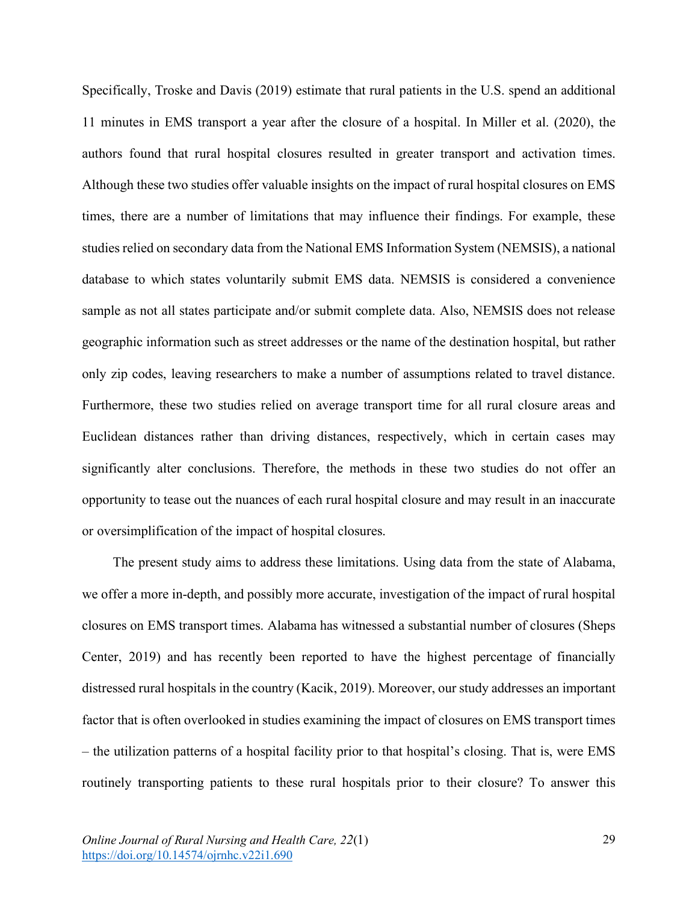Specifically, Troske and Davis (2019) estimate that rural patients in the U.S. spend an additional 11 minutes in EMS transport a year after the closure of a hospital. In Miller et al. (2020), the authors found that rural hospital closures resulted in greater transport and activation times. Although these two studies offer valuable insights on the impact of rural hospital closures on EMS times, there are a number of limitations that may influence their findings. For example, these studies relied on secondary data from the National EMS Information System (NEMSIS), a national database to which states voluntarily submit EMS data. NEMSIS is considered a convenience sample as not all states participate and/or submit complete data. Also, NEMSIS does not release geographic information such as street addresses or the name of the destination hospital, but rather only zip codes, leaving researchers to make a number of assumptions related to travel distance. Furthermore, these two studies relied on average transport time for all rural closure areas and Euclidean distances rather than driving distances, respectively, which in certain cases may significantly alter conclusions. Therefore, the methods in these two studies do not offer an opportunity to tease out the nuances of each rural hospital closure and may result in an inaccurate or oversimplification of the impact of hospital closures.

The present study aims to address these limitations. Using data from the state of Alabama, we offer a more in-depth, and possibly more accurate, investigation of the impact of rural hospital closures on EMS transport times. Alabama has witnessed a substantial number of closures (Sheps Center, 2019) and has recently been reported to have the highest percentage of financially distressed rural hospitals in the country (Kacik, 2019). Moreover, our study addresses an important factor that is often overlooked in studies examining the impact of closures on EMS transport times – the utilization patterns of a hospital facility prior to that hospital's closing. That is, were EMS routinely transporting patients to these rural hospitals prior to their closure? To answer this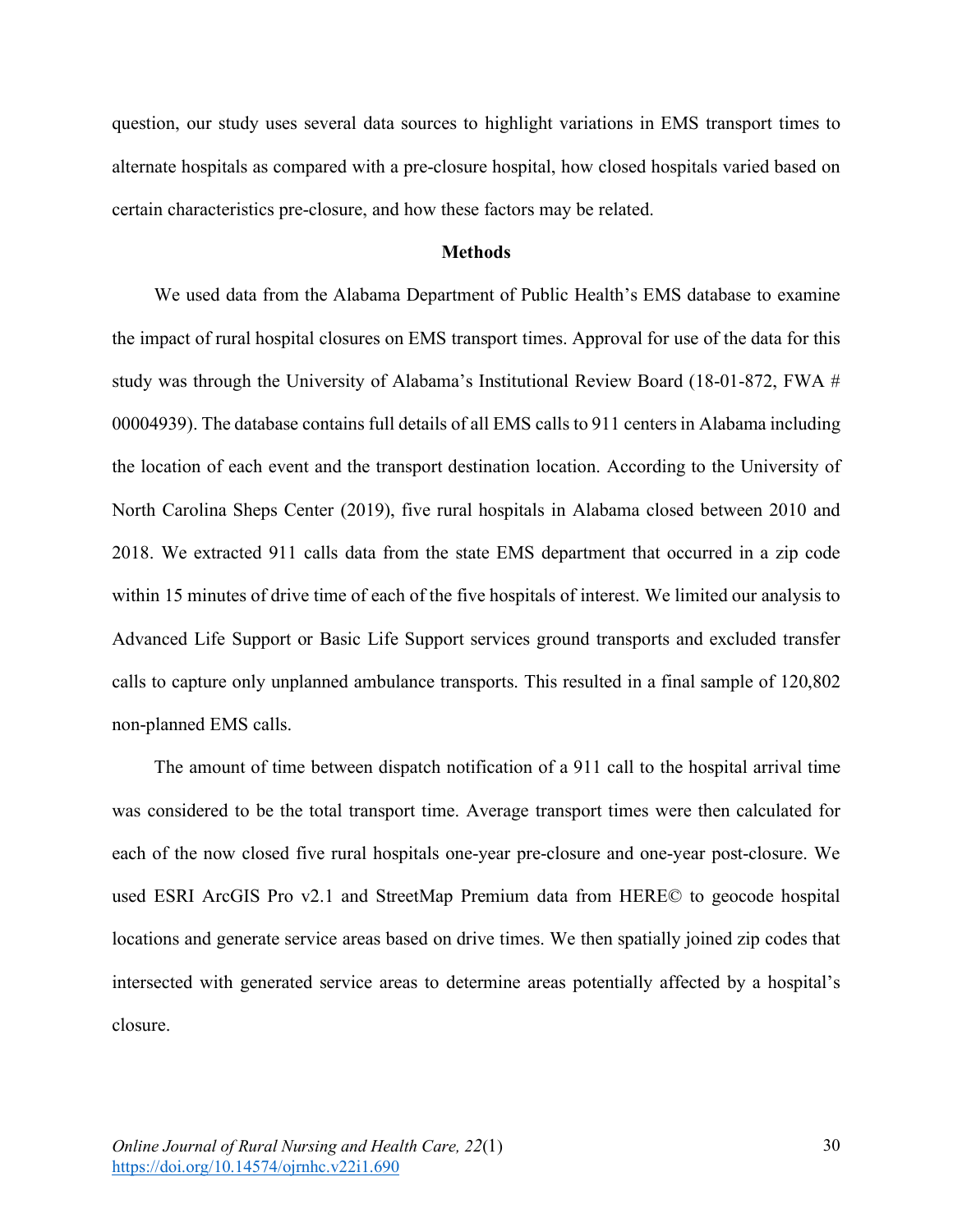question, our study uses several data sources to highlight variations in EMS transport times to alternate hospitals as compared with a pre-closure hospital, how closed hospitals varied based on certain characteristics pre-closure, and how these factors may be related.

## Methods

We used data from the Alabama Department of Public Health's EMS database to examine the impact of rural hospital closures on EMS transport times. Approval for use of the data for this study was through the University of Alabama's Institutional Review Board (18-01-872, FWA # 00004939). The database contains full details of all EMS calls to 911 centers in Alabama including the location of each event and the transport destination location. According to the University of North Carolina Sheps Center (2019), five rural hospitals in Alabama closed between 2010 and 2018. We extracted 911 calls data from the state EMS department that occurred in a zip code within 15 minutes of drive time of each of the five hospitals of interest. We limited our analysis to Advanced Life Support or Basic Life Support services ground transports and excluded transfer calls to capture only unplanned ambulance transports. This resulted in a final sample of 120,802 non-planned EMS calls.

The amount of time between dispatch notification of a 911 call to the hospital arrival time was considered to be the total transport time. Average transport times were then calculated for each of the now closed five rural hospitals one-year pre-closure and one-year post-closure. We used ESRI ArcGIS Pro v2.1 and StreetMap Premium data from HERE© to geocode hospital locations and generate service areas based on drive times. We then spatially joined zip codes that intersected with generated service areas to determine areas potentially affected by a hospital's closure.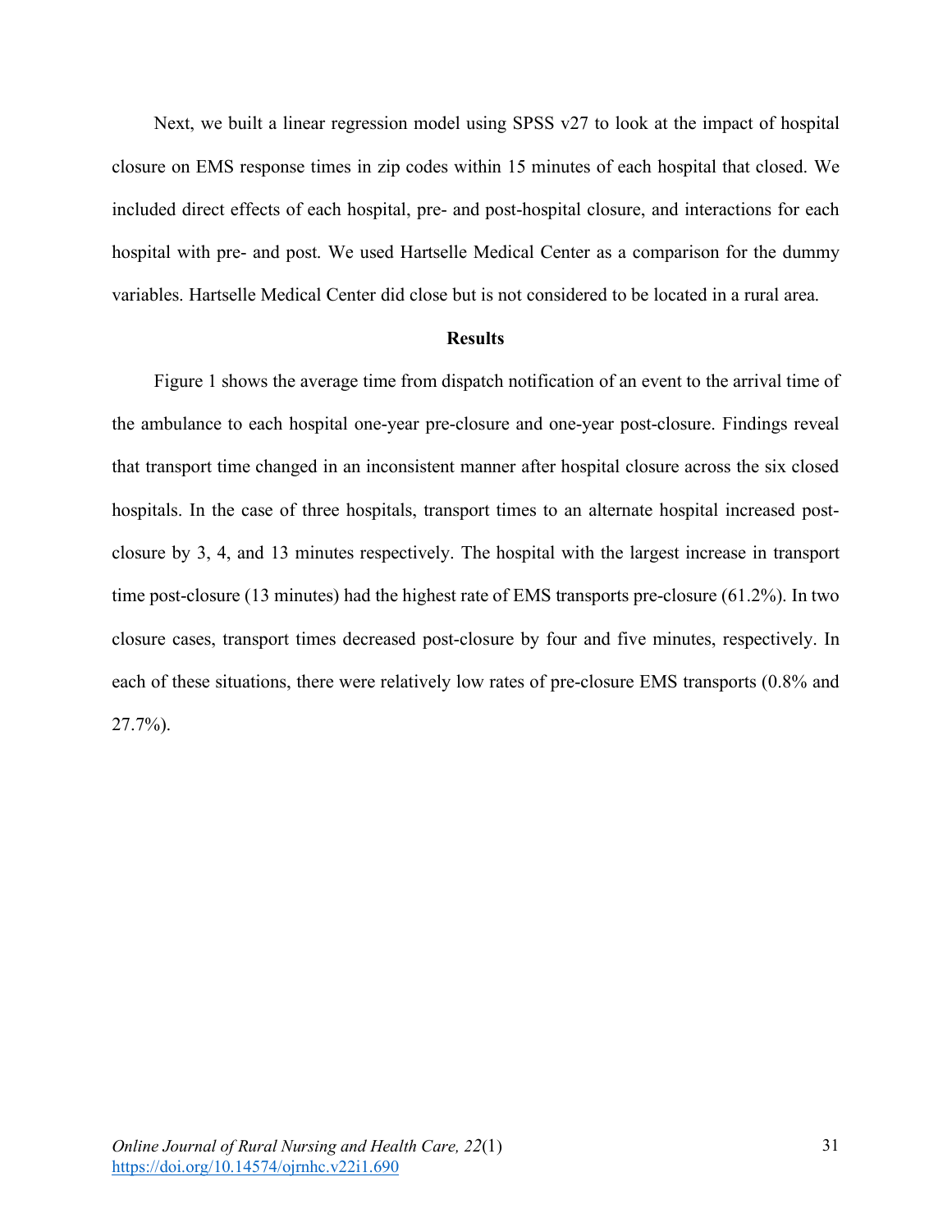Next, we built a linear regression model using SPSS v27 to look at the impact of hospital closure on EMS response times in zip codes within 15 minutes of each hospital that closed. We included direct effects of each hospital, pre- and post-hospital closure, and interactions for each hospital with pre- and post. We used Hartselle Medical Center as a comparison for the dummy variables. Hartselle Medical Center did close but is not considered to be located in a rural area.

## Results

Figure 1 shows the average time from dispatch notification of an event to the arrival time of the ambulance to each hospital one-year pre-closure and one-year post-closure. Findings reveal that transport time changed in an inconsistent manner after hospital closure across the six closed hospitals. In the case of three hospitals, transport times to an alternate hospital increased post-closure by 3, 4, and 13 minutes respectively. The hospital with the largest increase in transport time post-closure (13 minutes) had the highest rate of EMS transports pre-closure (61.2%). In two closure cases, transport times decreased post-closure by four and five minutes, respectively. In each of these situations, there were relatively low rates of pre-closure EMS transports (0.8% and 27.7%).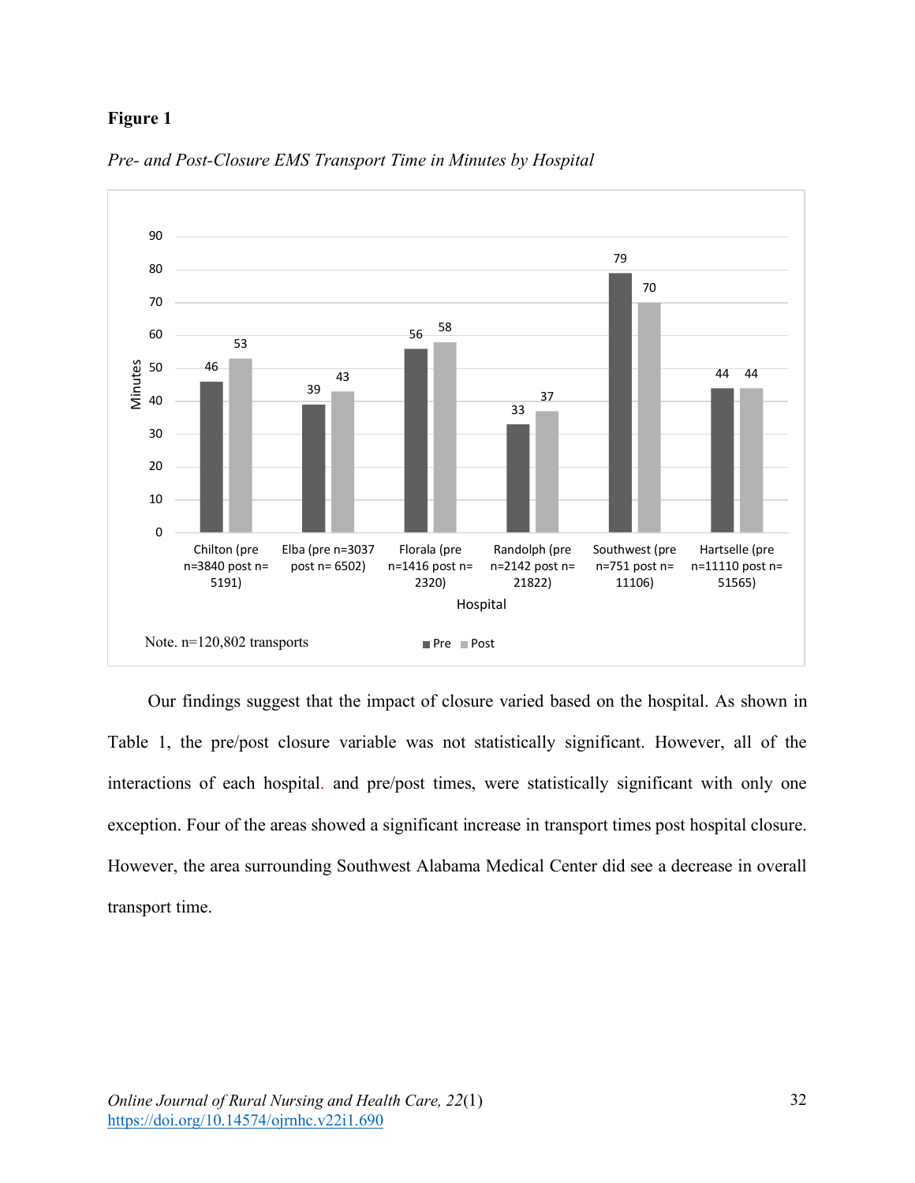**Figure 1**

*Pre- and Post-Closure EMS Transport Time in Minutes by Hospital*

| Hospital | Pre | Post |
|---|---|---|
| Chilton (pre n=3840 post n= 5191) | 46 | 53 |
| Elba (pre n=3037 post n= 6502) | 39 | 43 |
| Florala (pre n=1416 post n= 2320) | 56 | 58 |
| Randolph (pre n=2142 post n= 21822) | 33 | 37 |
| Southwest (pre n=751 post n= 11106) | 79 | 70 |
| Hartselle (pre n=11110 post n= 51565) | 44 | 44 |

Note. n=120,802 transports

Our findings suggest that the impact of closure varied based on the hospital. As shown in Table 1, the pre/post closure variable was not statistically significant. However, all of the interactions of each hospital. and pre/post times, were statistically significant with only one exception. Four of the areas showed a significant increase in transport times post hospital closure. However, the area surrounding Southwest Alabama Medical Center did see a decrease in overall transport time.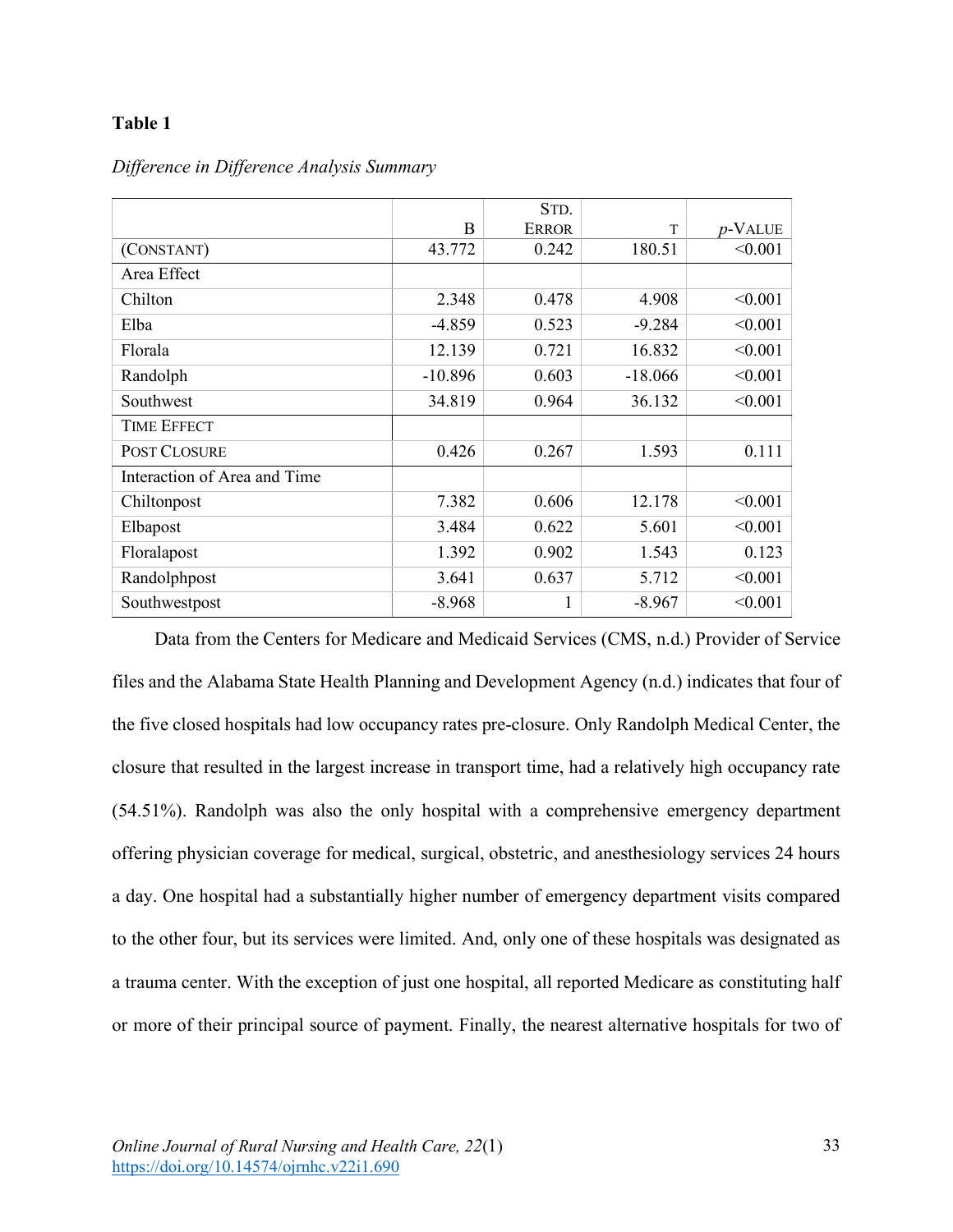**Table 1**

*Difference in Difference Analysis Summary*

| | B | Std. Error | t | *p*-Value |
|---|---|---|---|---|
| (Constant) | 43.772 | 0.242 | 180.51 | <0.001 |
| Area Effect | | | | |
| Chilton | 2.348 | 0.478 | 4.908 | <0.001 |
| Elba | -4.859 | 0.523 | -9.284 | <0.001 |
| Florala | 12.139 | 0.721 | 16.832 | <0.001 |
| Randolph | -10.896 | 0.603 | -18.066 | <0.001 |
| Southwest | 34.819 | 0.964 | 36.132 | <0.001 |
| Time Effect | | | | |
| Post Closure | 0.426 | 0.267 | 1.593 | 0.111 |
| Interaction of Area and Time | | | | |
| Chiltonpost | 7.382 | 0.606 | 12.178 | <0.001 |
| Elbapost | 3.484 | 0.622 | 5.601 | <0.001 |
| Floralapost | 1.392 | 0.902 | 1.543 | 0.123 |
| Randolphpost | 3.641 | 0.637 | 5.712 | <0.001 |
| Southwestpost | -8.968 | 1 | -8.967 | <0.001 |

Data from the Centers for Medicare and Medicaid Services (CMS, n.d.) Provider of Service files and the Alabama State Health Planning and Development Agency (n.d.) indicates that four of the five closed hospitals had low occupancy rates pre-closure. Only Randolph Medical Center, the closure that resulted in the largest increase in transport time, had a relatively high occupancy rate (54.51%). Randolph was also the only hospital with a comprehensive emergency department offering physician coverage for medical, surgical, obstetric, and anesthesiology services 24 hours a day. One hospital had a substantially higher number of emergency department visits compared to the other four, but its services were limited. And, only one of these hospitals was designated as a trauma center. With the exception of just one hospital, all reported Medicare as constituting half or more of their principal source of payment. Finally, the nearest alternative hospitals for two of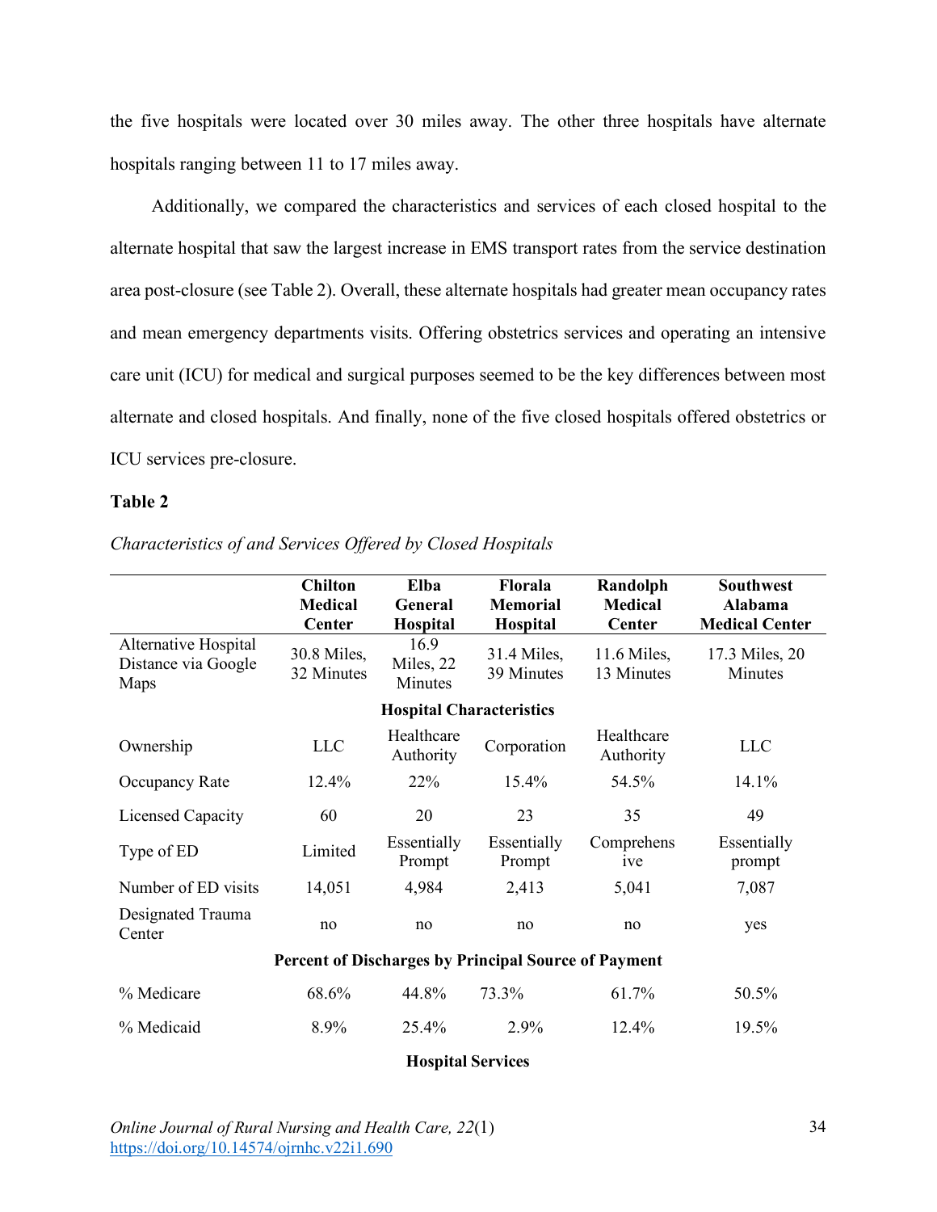the five hospitals were located over 30 miles away. The other three hospitals have alternate hospitals ranging between 11 to 17 miles away.

Additionally, we compared the characteristics and services of each closed hospital to the alternate hospital that saw the largest increase in EMS transport rates from the service destination area post-closure (see Table 2). Overall, these alternate hospitals had greater mean occupancy rates and mean emergency departments visits. Offering obstetrics services and operating an intensive care unit (ICU) for medical and surgical purposes seemed to be the key differences between most alternate and closed hospitals. And finally, none of the five closed hospitals offered obstetrics or ICU services pre-closure.

**Table 2**

*Characteristics of and Services Offered by Closed Hospitals*

| | Chilton Medical Center | Elba General Hospital | Florala Memorial Hospital | Randolph Medical Center | Southwest Alabama Medical Center |
|---|---|---|---|---|---|
| Alternative Hospital Distance via Google Maps | 30.8 Miles, 32 Minutes | 16.9 Miles, 22 Minutes | 31.4 Miles, 39 Minutes | 11.6 Miles, 13 Minutes | 17.3 Miles, 20 Minutes |
| **Hospital Characteristics** | | | | | |
| Ownership | LLC | Healthcare Authority | Corporation | Healthcare Authority | LLC |
| Occupancy Rate | 12.4% | 22% | 15.4% | 54.5% | 14.1% |
| Licensed Capacity | 60 | 20 | 23 | 35 | 49 |
| Type of ED | Limited | Essentially Prompt | Essentially Prompt | Comprehensive | Essentially prompt |
| Number of ED visits | 14,051 | 4,984 | 2,413 | 5,041 | 7,087 |
| Designated Trauma Center | no | no | no | no | yes |
| **Percent of Discharges by Principal Source of Payment** | | | | | |
| % Medicare | 68.6% | 44.8% | 73.3% | 61.7% | 50.5% |
| % Medicaid | 8.9% | 25.4% | 2.9% | 12.4% | 19.5% |
| **Hospital Services** | | | | | |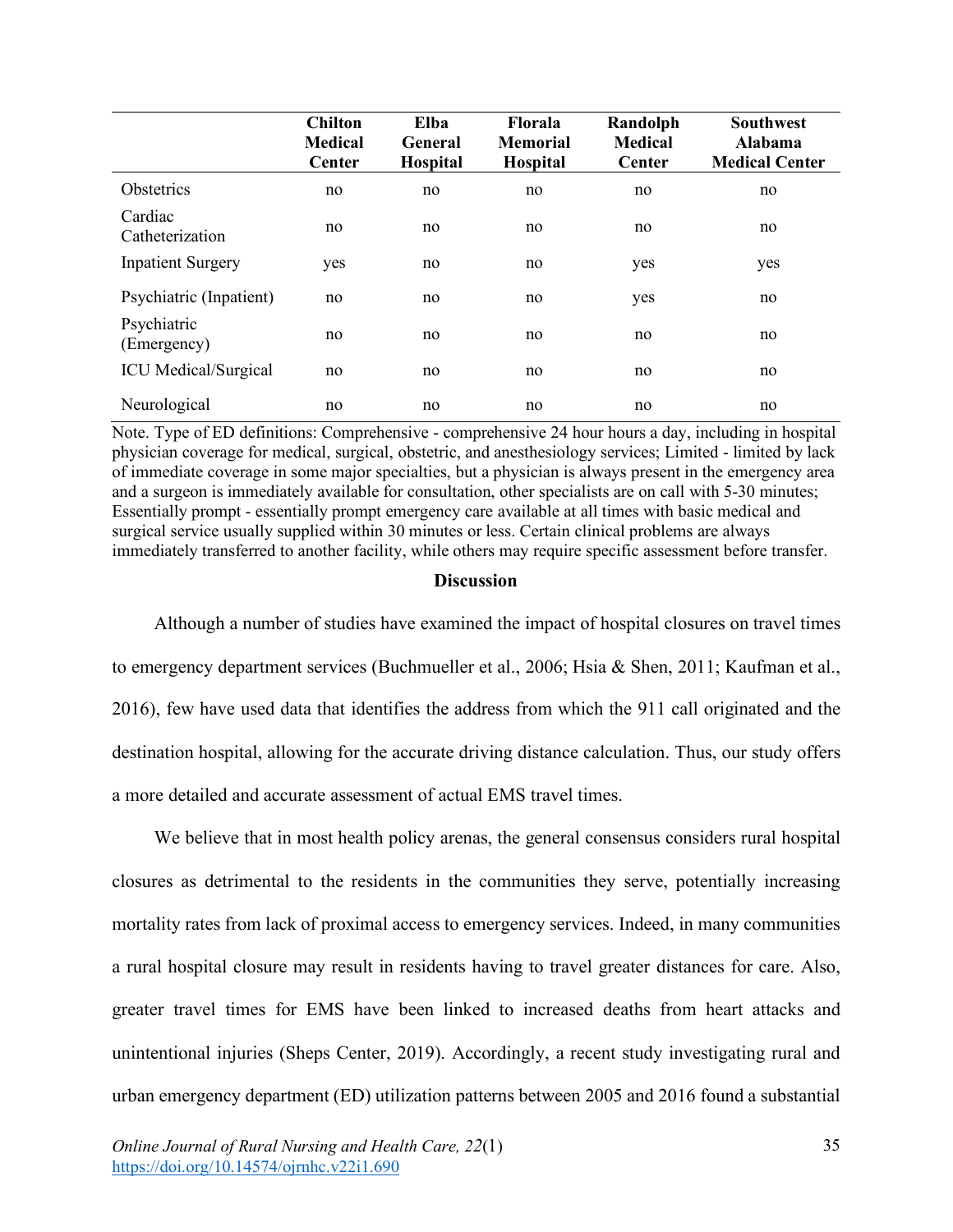| | Chilton Medical Center | Elba General Hospital | Florala Memorial Hospital | Randolph Medical Center | Southwest Alabama Medical Center |
|---|---|---|---|---|---|
| Obstetrics | no | no | no | no | no |
| Cardiac Catheterization | no | no | no | no | no |
| Inpatient Surgery | yes | no | no | yes | yes |
| Psychiatric (Inpatient) | no | no | no | yes | no |
| Psychiatric (Emergency) | no | no | no | no | no |
| ICU Medical/Surgical | no | no | no | no | no |
| Neurological | no | no | no | no | no |

Note. Type of ED definitions: Comprehensive - comprehensive 24 hour hours a day, including in hospital physician coverage for medical, surgical, obstetric, and anesthesiology services; Limited - limited by lack of immediate coverage in some major specialties, but a physician is always present in the emergency area and a surgeon is immediately available for consultation, other specialists are on call with 5-30 minutes; Essentially prompt - essentially prompt emergency care available at all times with basic medical and surgical service usually supplied within 30 minutes or less. Certain clinical problems are always immediately transferred to another facility, while others may require specific assessment before transfer.

## Discussion

Although a number of studies have examined the impact of hospital closures on travel times to emergency department services (Buchmueller et al., 2006; Hsia & Shen, 2011; Kaufman et al., 2016), few have used data that identifies the address from which the 911 call originated and the destination hospital, allowing for the accurate driving distance calculation. Thus, our study offers a more detailed and accurate assessment of actual EMS travel times.

We believe that in most health policy arenas, the general consensus considers rural hospital closures as detrimental to the residents in the communities they serve, potentially increasing mortality rates from lack of proximal access to emergency services. Indeed, in many communities a rural hospital closure may result in residents having to travel greater distances for care. Also, greater travel times for EMS have been linked to increased deaths from heart attacks and unintentional injuries (Sheps Center, 2019). Accordingly, a recent study investigating rural and urban emergency department (ED) utilization patterns between 2005 and 2016 found a substantial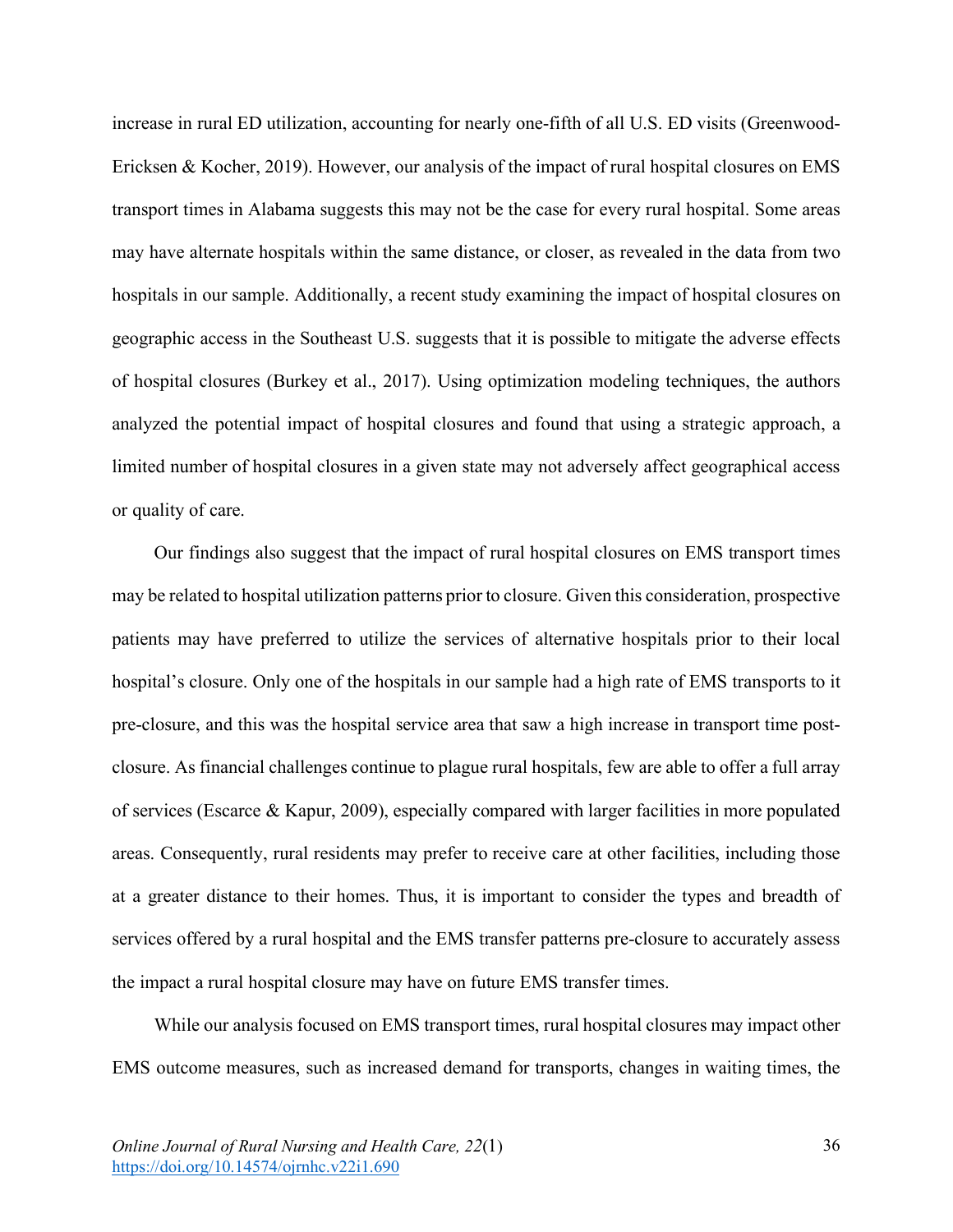increase in rural ED utilization, accounting for nearly one-fifth of all U.S. ED visits (Greenwood-Ericksen & Kocher, 2019). However, our analysis of the impact of rural hospital closures on EMS transport times in Alabama suggests this may not be the case for every rural hospital. Some areas may have alternate hospitals within the same distance, or closer, as revealed in the data from two hospitals in our sample. Additionally, a recent study examining the impact of hospital closures on geographic access in the Southeast U.S. suggests that it is possible to mitigate the adverse effects of hospital closures (Burkey et al., 2017). Using optimization modeling techniques, the authors analyzed the potential impact of hospital closures and found that using a strategic approach, a limited number of hospital closures in a given state may not adversely affect geographical access or quality of care.

Our findings also suggest that the impact of rural hospital closures on EMS transport times may be related to hospital utilization patterns prior to closure. Given this consideration, prospective patients may have preferred to utilize the services of alternative hospitals prior to their local hospital's closure. Only one of the hospitals in our sample had a high rate of EMS transports to it pre-closure, and this was the hospital service area that saw a high increase in transport time post-closure. As financial challenges continue to plague rural hospitals, few are able to offer a full array of services (Escarce & Kapur, 2009), especially compared with larger facilities in more populated areas. Consequently, rural residents may prefer to receive care at other facilities, including those at a greater distance to their homes. Thus, it is important to consider the types and breadth of services offered by a rural hospital and the EMS transfer patterns pre-closure to accurately assess the impact a rural hospital closure may have on future EMS transfer times.

While our analysis focused on EMS transport times, rural hospital closures may impact other EMS outcome measures, such as increased demand for transports, changes in waiting times, the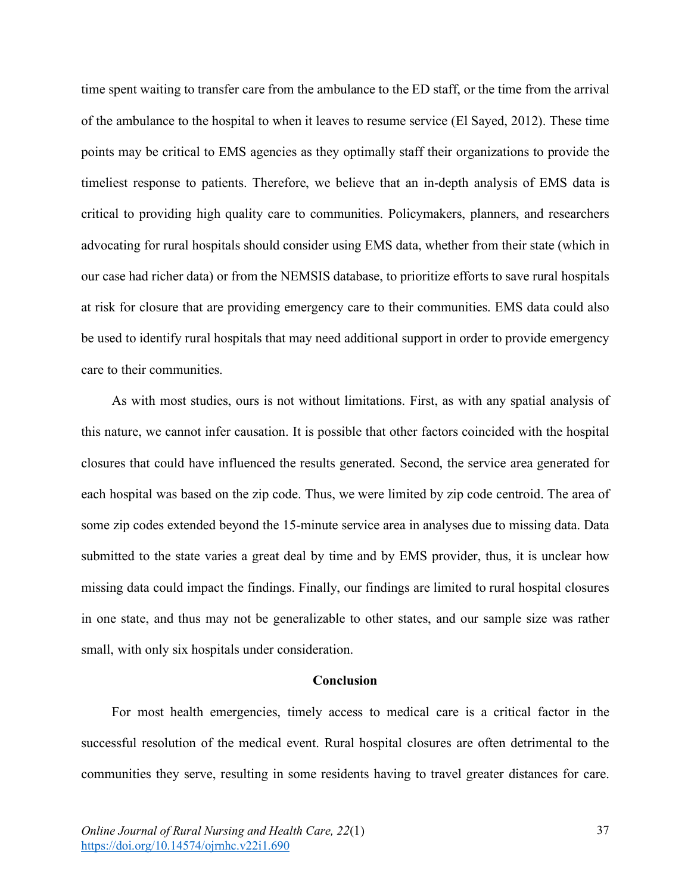time spent waiting to transfer care from the ambulance to the ED staff, or the time from the arrival of the ambulance to the hospital to when it leaves to resume service (El Sayed, 2012). These time points may be critical to EMS agencies as they optimally staff their organizations to provide the timeliest response to patients. Therefore, we believe that an in-depth analysis of EMS data is critical to providing high quality care to communities. Policymakers, planners, and researchers advocating for rural hospitals should consider using EMS data, whether from their state (which in our case had richer data) or from the NEMSIS database, to prioritize efforts to save rural hospitals at risk for closure that are providing emergency care to their communities. EMS data could also be used to identify rural hospitals that may need additional support in order to provide emergency care to their communities.

As with most studies, ours is not without limitations. First, as with any spatial analysis of this nature, we cannot infer causation. It is possible that other factors coincided with the hospital closures that could have influenced the results generated. Second, the service area generated for each hospital was based on the zip code. Thus, we were limited by zip code centroid. The area of some zip codes extended beyond the 15-minute service area in analyses due to missing data. Data submitted to the state varies a great deal by time and by EMS provider, thus, it is unclear how missing data could impact the findings. Finally, our findings are limited to rural hospital closures in one state, and thus may not be generalizable to other states, and our sample size was rather small, with only six hospitals under consideration.

## Conclusion

For most health emergencies, timely access to medical care is a critical factor in the successful resolution of the medical event. Rural hospital closures are often detrimental to the communities they serve, resulting in some residents having to travel greater distances for care.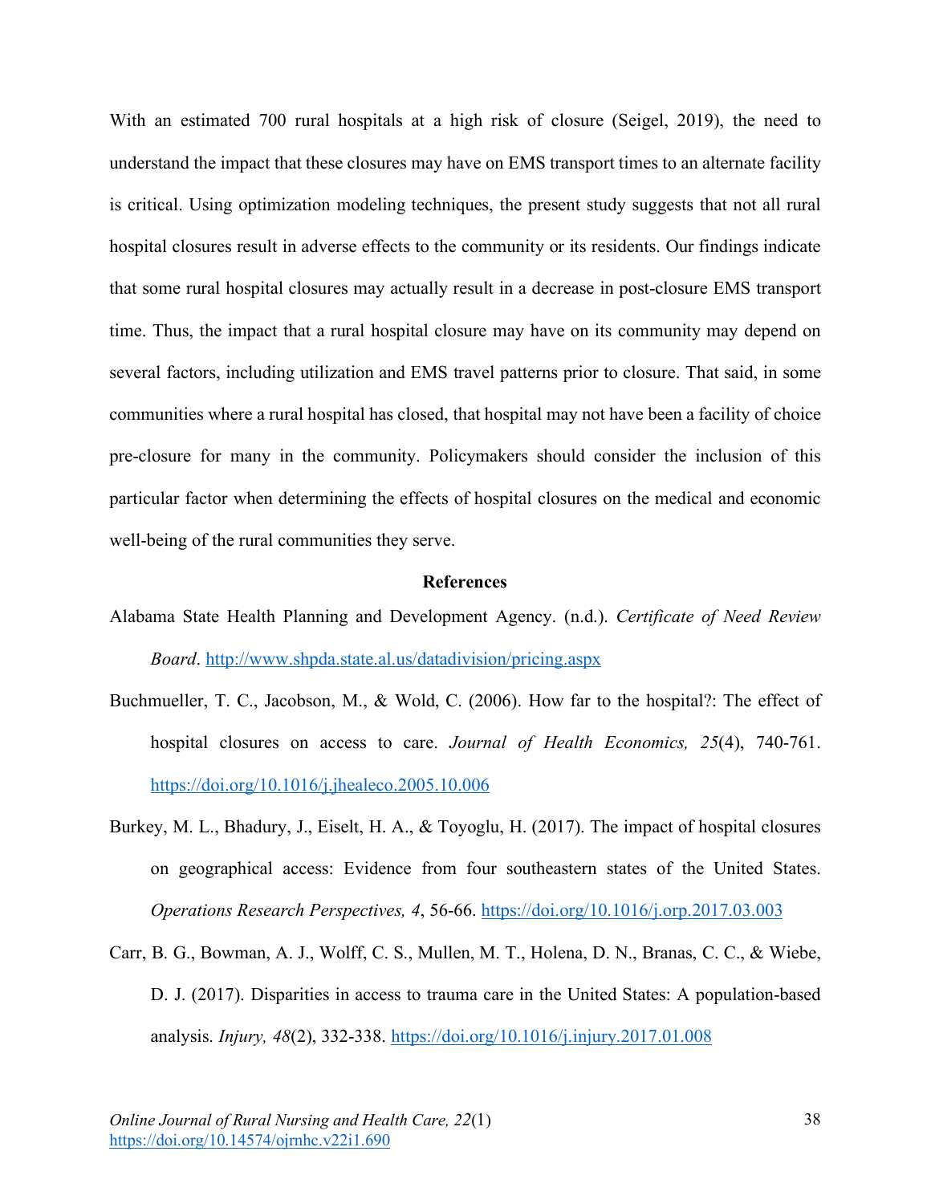With an estimated 700 rural hospitals at a high risk of closure (Seigel, 2019), the need to understand the impact that these closures may have on EMS transport times to an alternate facility is critical. Using optimization modeling techniques, the present study suggests that not all rural hospital closures result in adverse effects to the community or its residents. Our findings indicate that some rural hospital closures may actually result in a decrease in post-closure EMS transport time. Thus, the impact that a rural hospital closure may have on its community may depend on several factors, including utilization and EMS travel patterns prior to closure. That said, in some communities where a rural hospital has closed, that hospital may not have been a facility of choice pre-closure for many in the community. Policymakers should consider the inclusion of this particular factor when determining the effects of hospital closures on the medical and economic well-being of the rural communities they serve.

## References

Alabama State Health Planning and Development Agency. (n.d.). *Certificate of Need Review Board*. http://www.shpda.state.al.us/datadivision/pricing.aspx

Buchmueller, T. C., Jacobson, M., & Wold, C. (2006). How far to the hospital?: The effect of hospital closures on access to care. *Journal of Health Economics, 25*(4), 740-761. https://doi.org/10.1016/j.jhealeco.2005.10.006

Burkey, M. L., Bhadury, J., Eiselt, H. A., & Toyoglu, H. (2017). The impact of hospital closures on geographical access: Evidence from four southeastern states of the United States. *Operations Research Perspectives, 4*, 56-66. https://doi.org/10.1016/j.orp.2017.03.003

Carr, B. G., Bowman, A. J., Wolff, C. S., Mullen, M. T., Holena, D. N., Branas, C. C., & Wiebe, D. J. (2017). Disparities in access to trauma care in the United States: A population-based analysis. *Injury, 48*(2), 332-338. https://doi.org/10.1016/j.injury.2017.01.008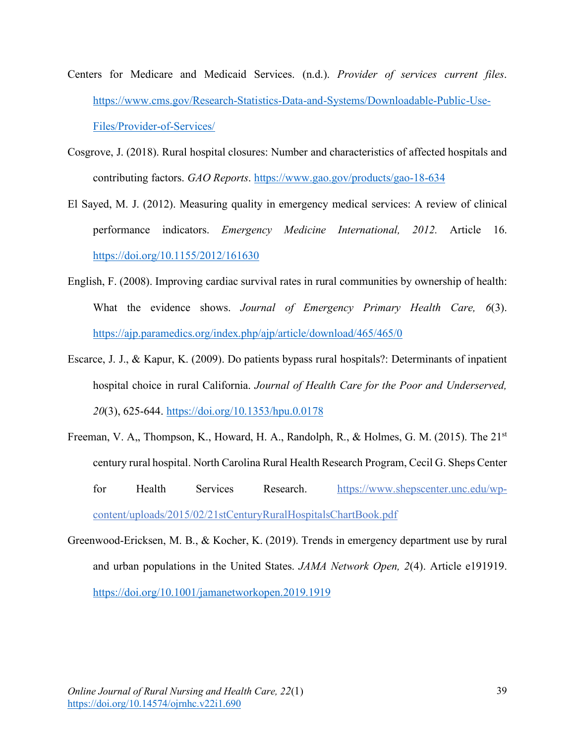Centers for Medicare and Medicaid Services. (n.d.). *Provider of services current files*. https://www.cms.gov/Research-Statistics-Data-and-Systems/Downloadable-Public-Use-Files/Provider-of-Services/

Cosgrove, J. (2018). Rural hospital closures: Number and characteristics of affected hospitals and contributing factors. *GAO Reports*. https://www.gao.gov/products/gao-18-634

El Sayed, M. J. (2012). Measuring quality in emergency medical services: A review of clinical performance indicators. *Emergency Medicine International, 2012.* Article 16. https://doi.org/10.1155/2012/161630

English, F. (2008). Improving cardiac survival rates in rural communities by ownership of health: What the evidence shows. *Journal of Emergency Primary Health Care, 6*(3). https://ajp.paramedics.org/index.php/ajp/article/download/465/465/0

Escarce, J. J., & Kapur, K. (2009). Do patients bypass rural hospitals?: Determinants of inpatient hospital choice in rural California. *Journal of Health Care for the Poor and Underserved, 20*(3), 625-644. https://doi.org/10.1353/hpu.0.0178

Freeman, V. A,, Thompson, K., Howard, H. A., Randolph, R., & Holmes, G. M. (2015). The 21st century rural hospital. North Carolina Rural Health Research Program, Cecil G. Sheps Center for Health Services Research. https://www.shepscenter.unc.edu/wp-content/uploads/2015/02/21stCenturyRuralHospitalsChartBook.pdf

Greenwood-Ericksen, M. B., & Kocher, K. (2019). Trends in emergency department use by rural and urban populations in the United States. *JAMA Network Open, 2*(4). Article e191919. https://doi.org/10.1001/jamanetworkopen.2019.1919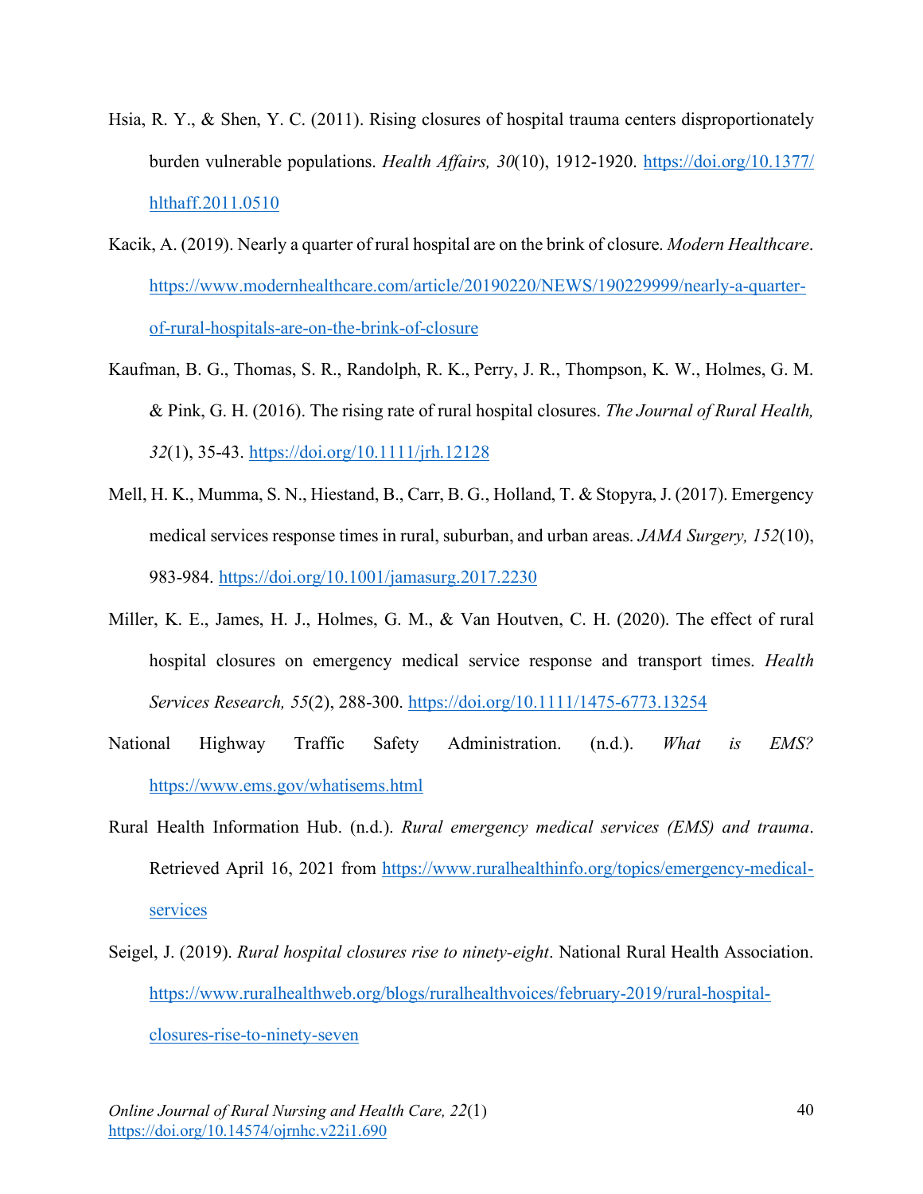Hsia, R. Y., & Shen, Y. C. (2011). Rising closures of hospital trauma centers disproportionately burden vulnerable populations. *Health Affairs, 30*(10), 1912-1920. https://doi.org/10.1377/hlthaff.2011.0510

Kacik, A. (2019). Nearly a quarter of rural hospital are on the brink of closure. *Modern Healthcare*. https://www.modernhealthcare.com/article/20190220/NEWS/190229999/nearly-a-quarter-of-rural-hospitals-are-on-the-brink-of-closure

Kaufman, B. G., Thomas, S. R., Randolph, R. K., Perry, J. R., Thompson, K. W., Holmes, G. M. & Pink, G. H. (2016). The rising rate of rural hospital closures. *The Journal of Rural Health, 32*(1), 35-43. https://doi.org/10.1111/jrh.12128

Mell, H. K., Mumma, S. N., Hiestand, B., Carr, B. G., Holland, T. & Stopyra, J. (2017). Emergency medical services response times in rural, suburban, and urban areas. *JAMA Surgery, 152*(10), 983-984. https://doi.org/10.1001/jamasurg.2017.2230

Miller, K. E., James, H. J., Holmes, G. M., & Van Houtven, C. H. (2020). The effect of rural hospital closures on emergency medical service response and transport times. *Health Services Research, 55*(2), 288-300. https://doi.org/10.1111/1475-6773.13254

National Highway Traffic Safety Administration. (n.d.). *What is EMS?* https://www.ems.gov/whatisems.html

Rural Health Information Hub. (n.d.). *Rural emergency medical services (EMS) and trauma*. Retrieved April 16, 2021 from https://www.ruralhealthinfo.org/topics/emergency-medical-services

Seigel, J. (2019). *Rural hospital closures rise to ninety-eight*. National Rural Health Association. https://www.ruralhealthweb.org/blogs/ruralhealthvoices/february-2019/rural-hospital-closures-rise-to-ninety-seven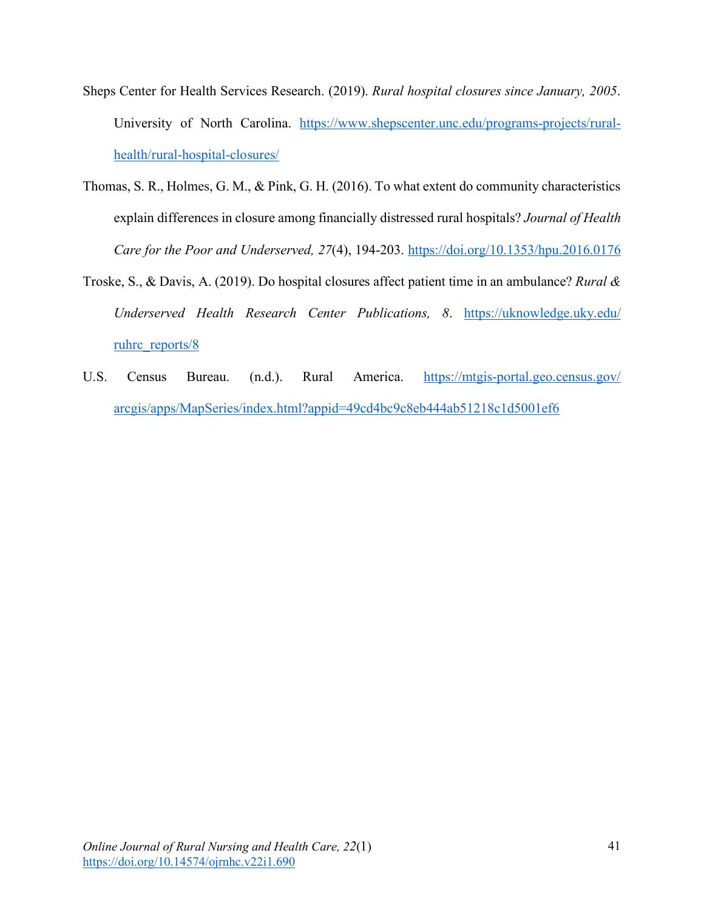Sheps Center for Health Services Research. (2019). *Rural hospital closures since January, 2005*. University of North Carolina. https://www.shepscenter.unc.edu/programs-projects/rural-health/rural-hospital-closures/

Thomas, S. R., Holmes, G. M., & Pink, G. H. (2016). To what extent do community characteristics explain differences in closure among financially distressed rural hospitals? *Journal of Health Care for the Poor and Underserved, 27*(4), 194-203. https://doi.org/10.1353/hpu.2016.0176

Troske, S., & Davis, A. (2019). Do hospital closures affect patient time in an ambulance? *Rural & Underserved Health Research Center Publications, 8*. https://uknowledge.uky.edu/ruhrc_reports/8

U.S. Census Bureau. (n.d.). Rural America. https://mtgis-portal.geo.census.gov/arcgis/apps/MapSeries/index.html?appid=49cd4bc9c8eb444ab51218c1d5001ef6